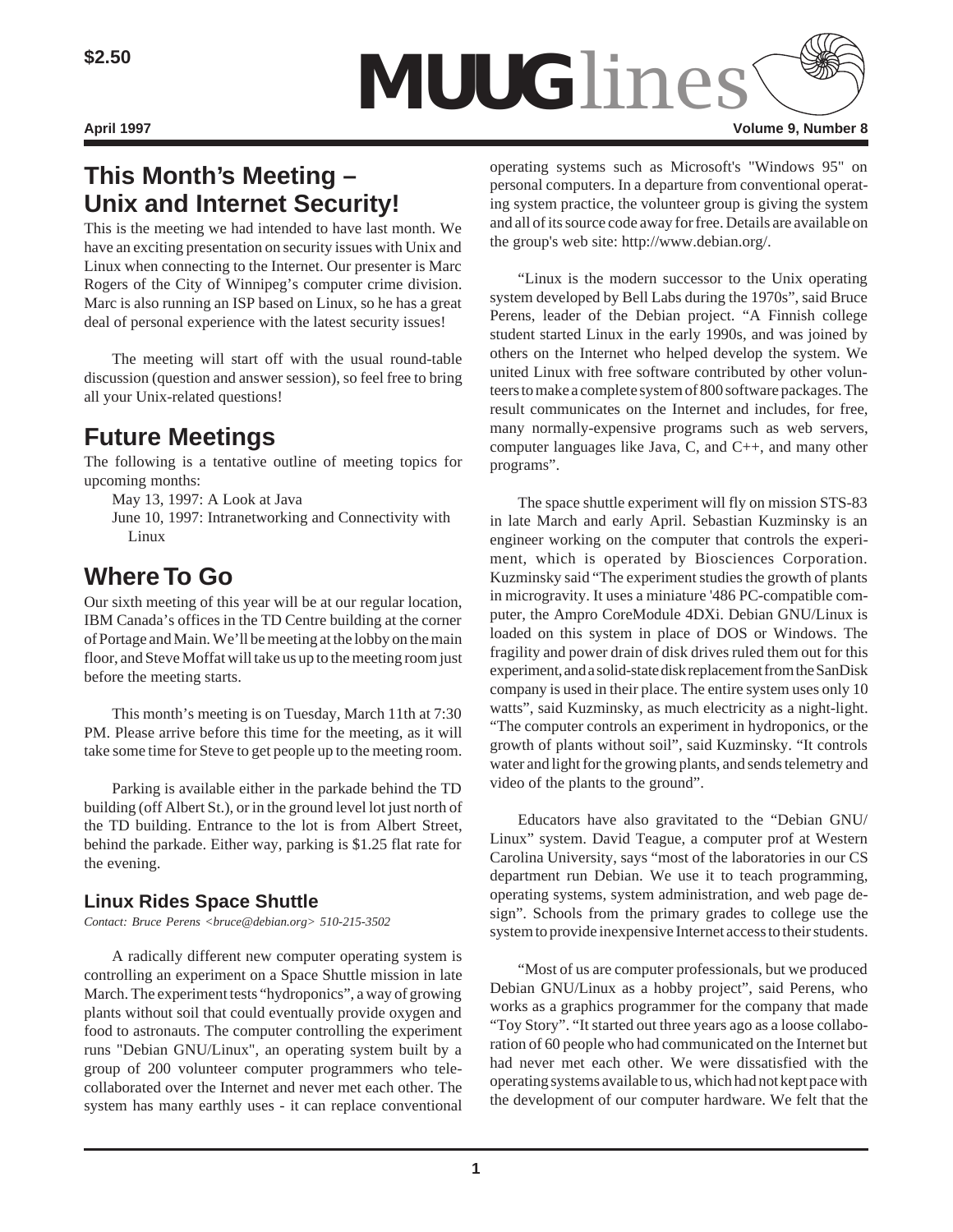$2.50

# MUUGlines

April 1997 Volume 9, Number 8

## This Month's Meeting – Unix and Internet Security!

This is the meeting we had intended to have last month. We have an exciting presentation on security issues with Unix and Linux when connecting to the Internet. Our presenter is Marc Rogers of the City of Winnipeg's computer crime division. Marc is also running an ISP based on Linux, so he has a great deal of personal experience with the latest security issues!

The meeting will start off with the usual round-table discussion (question and answer session), so feel free to bring all your Unix-related questions!

## Future Meetings

The following is a tentative outline of meeting topics for upcoming months:

May 13, 1997: A Look at Java

June 10, 1997: Intranetworking and Connectivity with Linux

## Where To Go

Our sixth meeting of this year will be at our regular location, IBM Canada's offices in the TD Centre building at the corner of Portage and Main. We'll be meeting at the lobby on the main floor, and Steve Moffat will take us up to the meeting room just before the meeting starts.

This month's meeting is on Tuesday, March 11th at 7:30 PM. Please arrive before this time for the meeting, as it will take some time for Steve to get people up to the meeting room.

Parking is available either in the parkade behind the TD building (off Albert St.), or in the ground level lot just north of the TD building. Entrance to the lot is from Albert Street, behind the parkade. Either way, parking is $1.25 flat rate for the evening.

### Linux Rides Space Shuttle

*Contact: Bruce Perens <bruce@debian.org> 510-215-3502*

A radically different new computer operating system is controlling an experiment on a Space Shuttle mission in late March. The experiment tests "hydroponics", a way of growing plants without soil that could eventually provide oxygen and food to astronauts. The computer controlling the experiment runs "Debian GNU/Linux", an operating system built by a group of 200 volunteer computer programmers who tele-collaborated over the Internet and never met each other. The system has many earthly uses - it can replace conventional operating systems such as Microsoft's "Windows 95" on personal computers. In a departure from conventional operating system practice, the volunteer group is giving the system and all of its source code away for free. Details are available on the group's web site: http://www.debian.org/.

"Linux is the modern successor to the Unix operating system developed by Bell Labs during the 1970s", said Bruce Perens, leader of the Debian project. "A Finnish college student started Linux in the early 1990s, and was joined by others on the Internet who helped develop the system. We united Linux with free software contributed by other volunteers to make a complete system of 800 software packages. The result communicates on the Internet and includes, for free, many normally-expensive programs such as web servers, computer languages like Java, C, and C++, and many other programs".

The space shuttle experiment will fly on mission STS-83 in late March and early April. Sebastian Kuzminsky is an engineer working on the computer that controls the experiment, which is operated by Biosciences Corporation. Kuzminsky said "The experiment studies the growth of plants in microgravity. It uses a miniature '486 PC-compatible computer, the Ampro CoreModule 4DXi. Debian GNU/Linux is loaded on this system in place of DOS or Windows. The fragility and power drain of disk drives ruled them out for this experiment, and a solid-state disk replacement from the SanDisk company is used in their place. The entire system uses only 10 watts", said Kuzminsky, as much electricity as a night-light. "The computer controls an experiment in hydroponics, or the growth of plants without soil", said Kuzminsky. "It controls water and light for the growing plants, and sends telemetry and video of the plants to the ground".

Educators have also gravitated to the "Debian GNU/Linux" system. David Teague, a computer prof at Western Carolina University, says "most of the laboratories in our CS department run Debian. We use it to teach programming, operating systems, system administration, and web page design". Schools from the primary grades to college use the system to provide inexpensive Internet access to their students.

"Most of us are computer professionals, but we produced Debian GNU/Linux as a hobby project", said Perens, who works as a graphics programmer for the company that made "Toy Story". "It started out three years ago as a loose collaboration of 60 people who had communicated on the Internet but had never met each other. We were dissatisfied with the operating systems available to us, which had not kept pace with the development of our computer hardware. We felt that the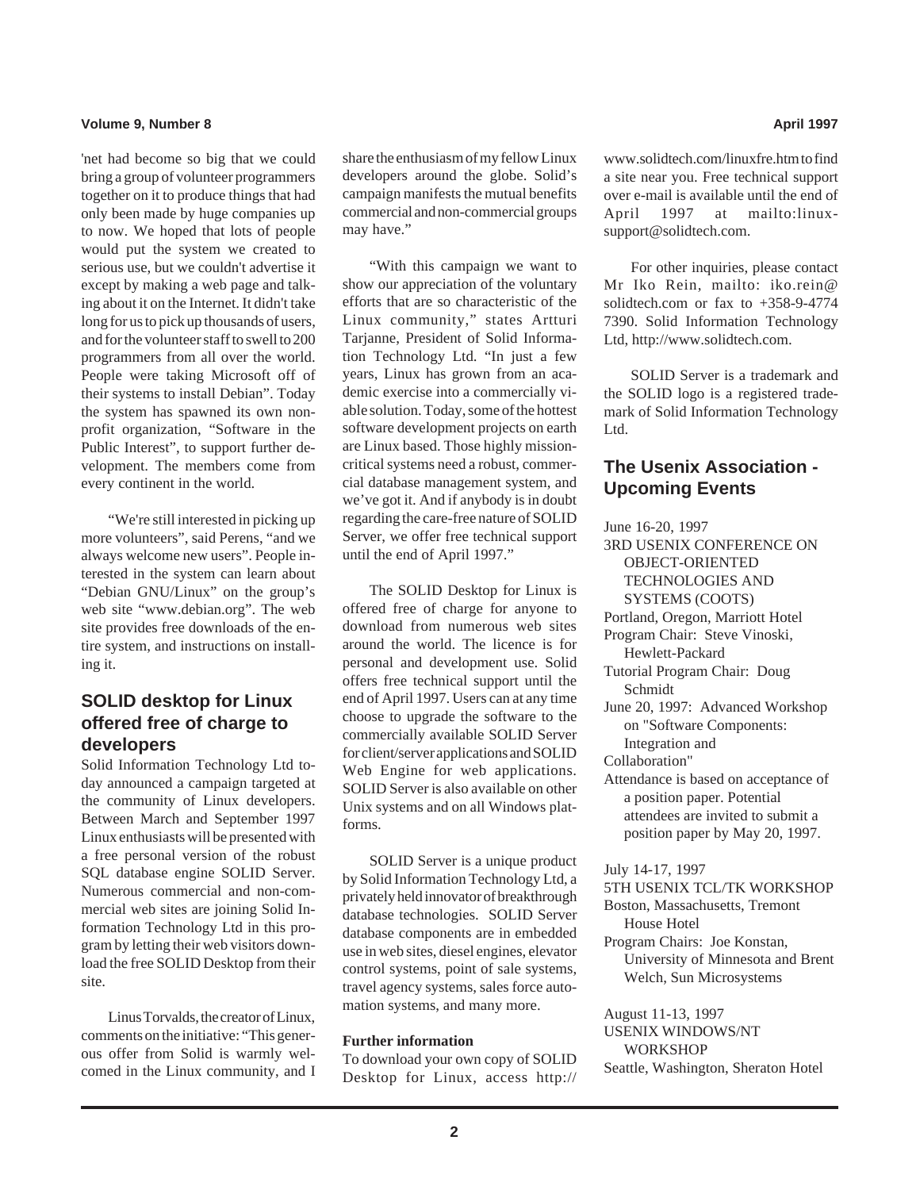'net had become so big that we could bring a group of volunteer programmers together on it to produce things that had only been made by huge companies up to now. We hoped that lots of people would put the system we created to serious use, but we couldn't advertise it except by making a web page and talking about it on the Internet. It didn't take long for us to pick up thousands of users, and for the volunteer staff to swell to 200 programmers from all over the world. People were taking Microsoft off of their systems to install Debian". Today the system has spawned its own non-profit organization, "Software in the Public Interest", to support further development. The members come from every continent in the world.

"We're still interested in picking up more volunteers", said Perens, "and we always welcome new users". People interested in the system can learn about "Debian GNU/Linux" on the group's web site "www.debian.org". The web site provides free downloads of the entire system, and instructions on installing it.

## SOLID desktop for Linux offered free of charge to developers

Solid Information Technology Ltd today announced a campaign targeted at the community of Linux developers. Between March and September 1997 Linux enthusiasts will be presented with a free personal version of the robust SQL database engine SOLID Server. Numerous commercial and non-commercial web sites are joining Solid Information Technology Ltd in this program by letting their web visitors download the free SOLID Desktop from their site.

Linus Torvalds, the creator of Linux, comments on the initiative: "This generous offer from Solid is warmly welcomed in the Linux community, and I share the enthusiasm of my fellow Linux developers around the globe. Solid's campaign manifests the mutual benefits commercial and non-commercial groups may have."

"With this campaign we want to show our appreciation of the voluntary efforts that are so characteristic of the Linux community," states Artturi Tarjanne, President of Solid Information Technology Ltd. "In just a few years, Linux has grown from an academic exercise into a commercially viable solution. Today, some of the hottest software development projects on earth are Linux based. Those highly mission-critical systems need a robust, commercial database management system, and we've got it. And if anybody is in doubt regarding the care-free nature of SOLID Server, we offer free technical support until the end of April 1997."

The SOLID Desktop for Linux is offered free of charge for anyone to download from numerous web sites around the world. The licence is for personal and development use. Solid offers free technical support until the end of April 1997. Users can at any time choose to upgrade the software to the commercially available SOLID Server for client/server applications and SOLID Web Engine for web applications. SOLID Server is also available on other Unix systems and on all Windows platforms.

SOLID Server is a unique product by Solid Information Technology Ltd, a privately held innovator of breakthrough database technologies. SOLID Server database components are in embedded use in web sites, diesel engines, elevator control systems, point of sale systems, travel agency systems, sales force automation systems, and many more.

**Further information**

To download your own copy of SOLID Desktop for Linux, access http://www.solidtech.com/linuxfre.htm to find a site near you. Free technical support over e-mail is available until the end of April 1997 at mailto:linux-support@solidtech.com.

For other inquiries, please contact Mr Iko Rein, mailto: iko.rein@solidtech.com or fax to +358-9-4774 7390. Solid Information Technology Ltd, http://www.solidtech.com.

SOLID Server is a trademark and the SOLID logo is a registered trademark of Solid Information Technology Ltd.

## The Usenix Association - Upcoming Events

June 16-20, 1997
3RD USENIX CONFERENCE ON OBJECT-ORIENTED TECHNOLOGIES AND SYSTEMS (COOTS)
Portland, Oregon, Marriott Hotel
Program Chair: Steve Vinoski, Hewlett-Packard
Tutorial Program Chair: Doug Schmidt
June 20, 1997: Advanced Workshop on "Software Components: Integration and Collaboration"
Attendance is based on acceptance of a position paper. Potential attendees are invited to submit a position paper by May 20, 1997.

July 14-17, 1997
5TH USENIX TCL/TK WORKSHOP
Boston, Massachusetts, Tremont House Hotel
Program Chairs: Joe Konstan, University of Minnesota and Brent Welch, Sun Microsystems

August 11-13, 1997
USENIX WINDOWS/NT WORKSHOP
Seattle, Washington, Sheraton Hotel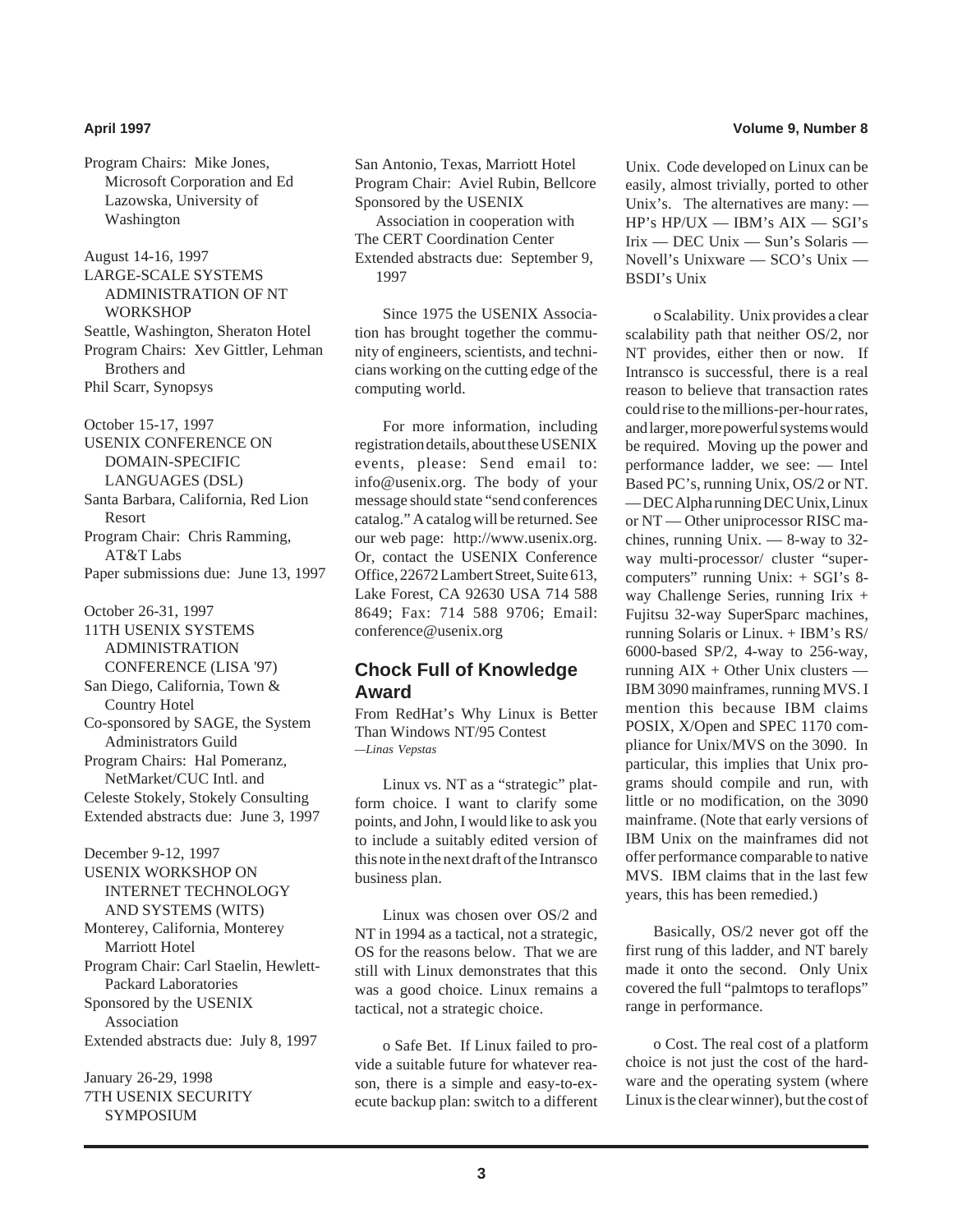Program Chairs: Mike Jones, Microsoft Corporation and Ed Lazowska, University of Washington

August 14-16, 1997
LARGE-SCALE SYSTEMS ADMINISTRATION OF NT WORKSHOP
Seattle, Washington, Sheraton Hotel
Program Chairs: Xev Gittler, Lehman Brothers and
Phil Scarr, Synopsys

October 15-17, 1997
USENIX CONFERENCE ON DOMAIN-SPECIFIC LANGUAGES (DSL)
Santa Barbara, California, Red Lion Resort
Program Chair: Chris Ramming, AT&T Labs
Paper submissions due: June 13, 1997

October 26-31, 1997
11TH USENIX SYSTEMS ADMINISTRATION CONFERENCE (LISA '97)
San Diego, California, Town & Country Hotel
Co-sponsored by SAGE, the System Administrators Guild
Program Chairs: Hal Pomeranz, NetMarket/CUC Intl. and
Celeste Stokely, Stokely Consulting
Extended abstracts due: June 3, 1997

December 9-12, 1997
USENIX WORKSHOP ON INTERNET TECHNOLOGY AND SYSTEMS (WITS)
Monterey, California, Monterey Marriott Hotel
Program Chair: Carl Staelin, Hewlett-Packard Laboratories
Sponsored by the USENIX Association
Extended abstracts due: July 8, 1997

January 26-29, 1998
7TH USENIX SECURITY SYMPOSIUM
San Antonio, Texas, Marriott Hotel
Program Chair: Aviel Rubin, Bellcore
Sponsored by the USENIX Association in cooperation with
The CERT Coordination Center
Extended abstracts due: September 9, 1997

Since 1975 the USENIX Association has brought together the community of engineers, scientists, and technicians working on the cutting edge of the computing world.

For more information, including registration details, about these USENIX events, please: Send email to: info@usenix.org. The body of your message should state "send conferences catalog." A catalog will be returned. See our web page: http://www.usenix.org. Or, contact the USENIX Conference Office, 22672 Lambert Street, Suite 613, Lake Forest, CA 92630 USA 714 588 8649; Fax: 714 588 9706; Email: conference@usenix.org

## Chock Full of Knowledge Award

From RedHat's Why Linux is Better Than Windows NT/95 Contest
*—Linas Vepstas*

Linux vs. NT as a "strategic" platform choice. I want to clarify some points, and John, I would like to ask you to include a suitably edited version of this note in the next draft of the Intransco business plan.

Linux was chosen over OS/2 and NT in 1994 as a tactical, not a strategic, OS for the reasons below. That we are still with Linux demonstrates that this was a good choice. Linux remains a tactical, not a strategic choice.

o Safe Bet. If Linux failed to provide a suitable future for whatever reason, there is a simple and easy-to-execute backup plan: switch to a different Unix. Code developed on Linux can be easily, almost trivially, ported to other Unix's. The alternatives are many: — HP's HP/UX — IBM's AIX — SGI's Irix — DEC Unix — Sun's Solaris — Novell's Unixware — SCO's Unix — BSDI's Unix

o Scalability. Unix provides a clear scalability path that neither OS/2, nor NT provides, either then or now. If Intransco is successful, there is a real reason to believe that transaction rates could rise to the millions-per-hour rates, and larger, more powerful systems would be required. Moving up the power and performance ladder, we see: — Intel Based PC's, running Unix, OS/2 or NT. — DEC Alpha running DEC Unix, Linux or NT — Other uniprocessor RISC machines, running Unix. — 8-way to 32-way multi-processor/ cluster "supercomputers" running Unix: + SGI's 8-way Challenge Series, running Irix + Fujitsu 32-way SuperSparc machines, running Solaris or Linux. + IBM's RS/6000-based SP/2, 4-way to 256-way, running AIX + Other Unix clusters — IBM 3090 mainframes, running MVS. I mention this because IBM claims POSIX, X/Open and SPEC 1170 compliance for Unix/MVS on the 3090. In particular, this implies that Unix programs should compile and run, with little or no modification, on the 3090 mainframe. (Note that early versions of IBM Unix on the mainframes did not offer performance comparable to native MVS. IBM claims that in the last few years, this has been remedied.)

Basically, OS/2 never got off the first rung of this ladder, and NT barely made it onto the second. Only Unix covered the full "palmtops to teraflops" range in performance.

o Cost. The real cost of a platform choice is not just the cost of the hardware and the operating system (where Linux is the clear winner), but the cost of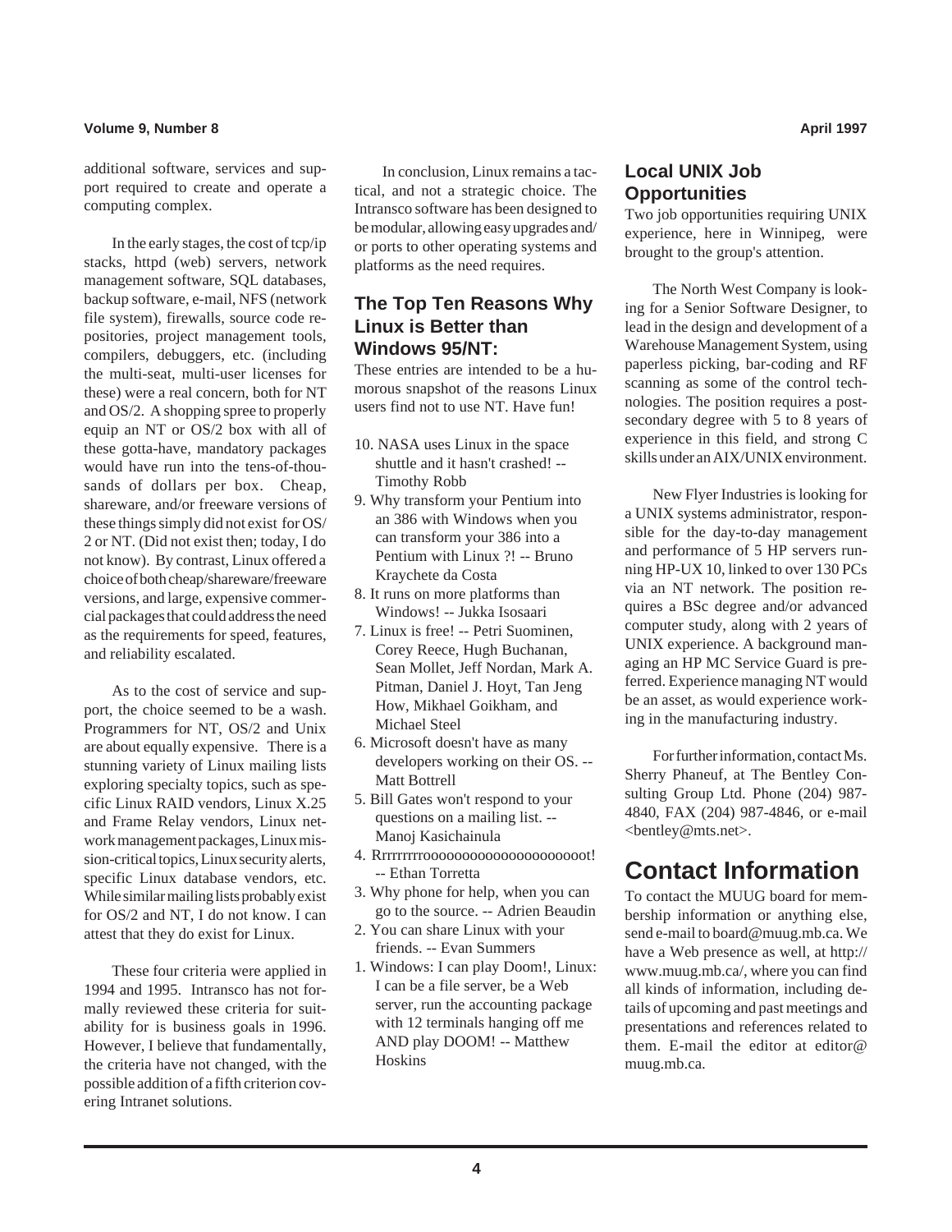additional software, services and support required to create and operate a computing complex.

In the early stages, the cost of tcp/ip stacks, httpd (web) servers, network management software, SQL databases, backup software, e-mail, NFS (network file system), firewalls, source code repositories, project management tools, compilers, debuggers, etc. (including the multi-seat, multi-user licenses for these) were a real concern, both for NT and OS/2. A shopping spree to properly equip an NT or OS/2 box with all of these gotta-have, mandatory packages would have run into the tens-of-thousands of dollars per box. Cheap, shareware, and/or freeware versions of these things simply did not exist for OS/2 or NT. (Did not exist then; today, I do not know). By contrast, Linux offered a choice of both cheap/shareware/freeware versions, and large, expensive commercial packages that could address the need as the requirements for speed, features, and reliability escalated.

As to the cost of service and support, the choice seemed to be a wash. Programmers for NT, OS/2 and Unix are about equally expensive. There is a stunning variety of Linux mailing lists exploring specialty topics, such as specific Linux RAID vendors, Linux X.25 and Frame Relay vendors, Linux network management packages, Linux mission-critical topics, Linux security alerts, specific Linux database vendors, etc. While similar mailing lists probably exist for OS/2 and NT, I do not know. I can attest that they do exist for Linux.

These four criteria were applied in 1994 and 1995. Intransco has not formally reviewed these criteria for suitability for is business goals in 1996. However, I believe that fundamentally, the criteria have not changed, with the possible addition of a fifth criterion covering Intranet solutions.

In conclusion, Linux remains a tactical, and not a strategic choice. The Intransco software has been designed to be modular, allowing easy upgrades and/or ports to other operating systems and platforms as the need requires.

### The Top Ten Reasons Why Linux is Better than Windows 95/NT:

These entries are intended to be a humorous snapshot of the reasons Linux users find not to use NT. Have fun!

10. NASA uses Linux in the space shuttle and it hasn't crashed! -- Timothy Robb
9. Why transform your Pentium into an 386 with Windows when you can transform your 386 into a Pentium with Linux ?! -- Bruno Kraychete da Costa
8. It runs on more platforms than Windows! -- Jukka Isosaari
7. Linux is free! -- Petri Suominen, Corey Reece, Hugh Buchanan, Sean Mollet, Jeff Nordan, Mark A. Pitman, Daniel J. Hoyt, Tan Jeng How, Mikhael Goikham, and Michael Steel
6. Microsoft doesn't have as many developers working on their OS. -- Matt Bottrell
5. Bill Gates won't respond to your questions on a mailing list. -- Manoj Kasichainula
4. Rrrrrrrrrooooooooooooooooooooot! -- Ethan Torretta
3. Why phone for help, when you can go to the source. -- Adrien Beaudin
2. You can share Linux with your friends. -- Evan Summers
1. Windows: I can play Doom!, Linux: I can be a file server, be a Web server, run the accounting package with 12 terminals hanging off me AND play DOOM! -- Matthew Hoskins

### Local UNIX Job Opportunities

Two job opportunities requiring UNIX experience, here in Winnipeg, were brought to the group's attention.

The North West Company is looking for a Senior Software Designer, to lead in the design and development of a Warehouse Management System, using paperless picking, bar-coding and RF scanning as some of the control technologies. The position requires a post-secondary degree with 5 to 8 years of experience in this field, and strong C skills under an AIX/UNIX environment.

New Flyer Industries is looking for a UNIX systems administrator, responsible for the day-to-day management and performance of 5 HP servers running HP-UX 10, linked to over 130 PCs via an NT network. The position requires a BSc degree and/or advanced computer study, along with 2 years of UNIX experience. A background managing an HP MC Service Guard is preferred. Experience managing NT would be an asset, as would experience working in the manufacturing industry.

For further information, contact Ms. Sherry Phaneuf, at The Bentley Consulting Group Ltd. Phone (204) 987-4840, FAX (204) 987-4846, or e-mail <bentley@mts.net>.

## Contact Information

To contact the MUUG board for membership information or anything else, send e-mail to board@muug.mb.ca. We have a Web presence as well, at http://www.muug.mb.ca/, where you can find all kinds of information, including details of upcoming and past meetings and presentations and references related to them. E-mail the editor at editor@muug.mb.ca.